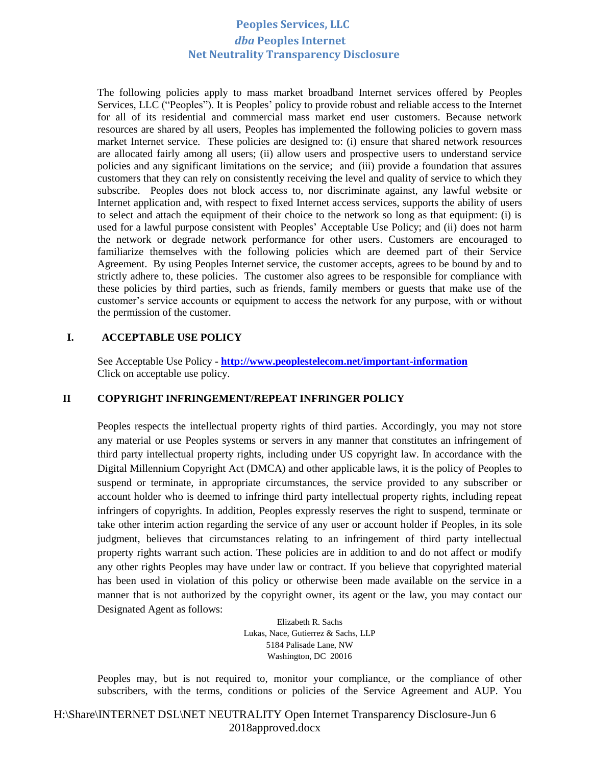# Peoples Services, LLC
## *dba* Peoples Internet
## Net Neutrality Transparency Disclosure

The following policies apply to mass market broadband Internet services offered by Peoples Services, LLC ("Peoples"). It is Peoples' policy to provide robust and reliable access to the Internet for all of its residential and commercial mass market end user customers. Because network resources are shared by all users, Peoples has implemented the following policies to govern mass market Internet service. These policies are designed to: (i) ensure that shared network resources are allocated fairly among all users; (ii) allow users and prospective users to understand service policies and any significant limitations on the service; and (iii) provide a foundation that assures customers that they can rely on consistently receiving the level and quality of service to which they subscribe. Peoples does not block access to, nor discriminate against, any lawful website or Internet application and, with respect to fixed Internet access services, supports the ability of users to select and attach the equipment of their choice to the network so long as that equipment: (i) is used for a lawful purpose consistent with Peoples' Acceptable Use Policy; and (ii) does not harm the network or degrade network performance for other users. Customers are encouraged to familiarize themselves with the following policies which are deemed part of their Service Agreement. By using Peoples Internet service, the customer accepts, agrees to be bound by and to strictly adhere to, these policies. The customer also agrees to be responsible for compliance with these policies by third parties, such as friends, family members or guests that make use of the customer's service accounts or equipment to access the network for any purpose, with or without the permission of the customer.

## I. ACCEPTABLE USE POLICY

See Acceptable Use Policy - **http://www.peoplestelecom.net/important-information**
Click on acceptable use policy.

## II COPYRIGHT INFRINGEMENT/REPEAT INFRINGER POLICY

Peoples respects the intellectual property rights of third parties. Accordingly, you may not store any material or use Peoples systems or servers in any manner that constitutes an infringement of third party intellectual property rights, including under US copyright law. In accordance with the Digital Millennium Copyright Act (DMCA) and other applicable laws, it is the policy of Peoples to suspend or terminate, in appropriate circumstances, the service provided to any subscriber or account holder who is deemed to infringe third party intellectual property rights, including repeat infringers of copyrights. In addition, Peoples expressly reserves the right to suspend, terminate or take other interim action regarding the service of any user or account holder if Peoples, in its sole judgment, believes that circumstances relating to an infringement of third party intellectual property rights warrant such action. These policies are in addition to and do not affect or modify any other rights Peoples may have under law or contract. If you believe that copyrighted material has been used in violation of this policy or otherwise been made available on the service in a manner that is not authorized by the copyright owner, its agent or the law, you may contact our Designated Agent as follows:

Elizabeth R. Sachs
Lukas, Nace, Gutierrez & Sachs, LLP
5184 Palisade Lane, NW
Washington, DC 20016

Peoples may, but is not required to, monitor your compliance, or the compliance of other subscribers, with the terms, conditions or policies of the Service Agreement and AUP. You

H:\Share\INTERNET DSL\NET NEUTRALITY Open Internet Transparency Disclosure-Jun 6 2018approved.docx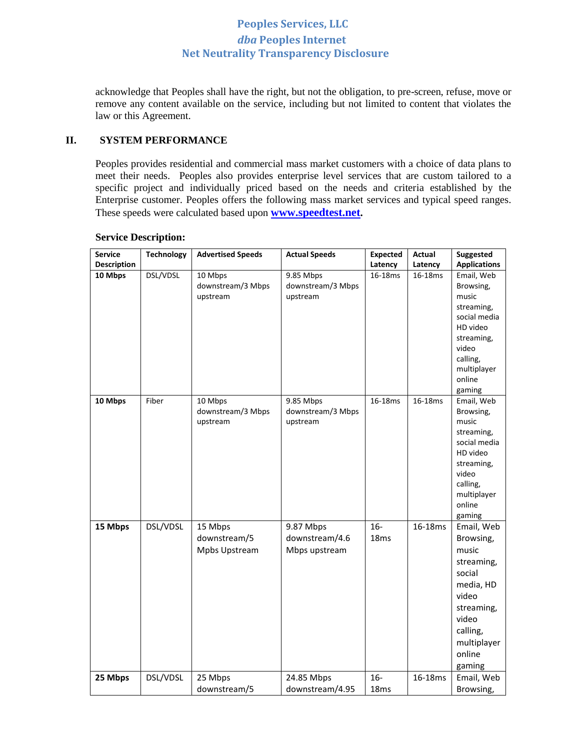acknowledge that Peoples shall have the right, but not the obligation, to pre-screen, refuse, move or remove any content available on the service, including but not limited to content that violates the law or this Agreement.

## II. SYSTEM PERFORMANCE

Peoples provides residential and commercial mass market customers with a choice of data plans to meet their needs. Peoples also provides enterprise level services that are custom tailored to a specific project and individually priced based on the needs and criteria established by the Enterprise customer. Peoples offers the following mass market services and typical speed ranges. These speeds were calculated based upon **www.speedtest.net.**

**Service Description:**

| Service Description | Technology | Advertised Speeds | Actual Speeds | Expected Latency | Actual Latency | Suggested Applications |
|---|---|---|---|---|---|---|
| **10 Mbps** | DSL/VDSL | 10 Mbps downstream/3 Mbps upstream | 9.85 Mbps downstream/3 Mbps upstream | 16-18ms | 16-18ms | Email, Web Browsing, music streaming, social media HD video streaming, video calling, multiplayer online gaming |
| **10 Mbps** | Fiber | 10 Mbps downstream/3 Mbps upstream | 9.85 Mbps downstream/3 Mbps upstream | 16-18ms | 16-18ms | Email, Web Browsing, music streaming, social media HD video streaming, video calling, multiplayer online gaming |
| **15 Mbps** | DSL/VDSL | 15 Mbps downstream/5 Mpbs Upstream | 9.87 Mbps downstream/4.6 Mbps upstream | 16-18ms | 16-18ms | Email, Web Browsing, music streaming, social media, HD video streaming, video calling, multiplayer online gaming |
| **25 Mbps** | DSL/VDSL | 25 Mbps downstream/5 | 24.85 Mbps downstream/4.95 | 16-18ms | 16-18ms | Email, Web Browsing, |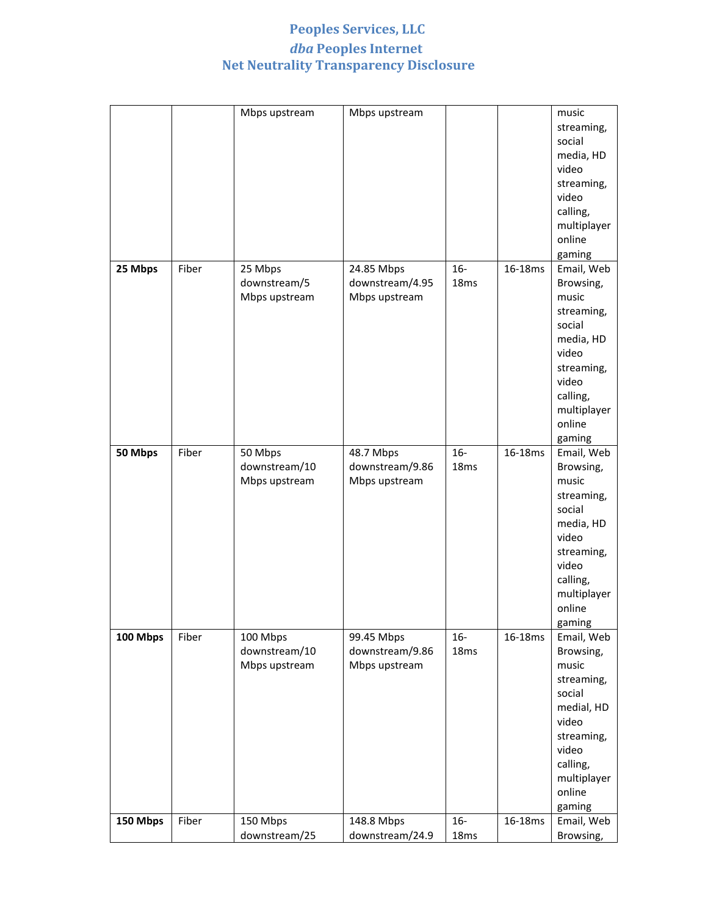# Peoples Services, LLC
## *dba* Peoples Internet
## Net Neutrality Transparency Disclosure

| | | | | | | |
|---|---|---|---|---|---|---|
| | | Mbps upstream | Mbps upstream | | | music streaming, social media, HD video streaming, video calling, multiplayer online gaming |
| **25 Mbps** | Fiber | 25 Mbps downstream/5 Mbps upstream | 24.85 Mbps downstream/4.95 Mbps upstream | 16-18ms | 16-18ms | Email, Web Browsing, music streaming, social media, HD video streaming, video calling, multiplayer online gaming |
| **50 Mbps** | Fiber | 50 Mbps downstream/10 Mbps upstream | 48.7 Mbps downstream/9.86 Mbps upstream | 16-18ms | 16-18ms | Email, Web Browsing, music streaming, social media, HD video streaming, video calling, multiplayer online gaming |
| **100 Mbps** | Fiber | 100 Mbps downstream/10 Mbps upstream | 99.45 Mbps downstream/9.86 Mbps upstream | 16-18ms | 16-18ms | Email, Web Browsing, music streaming, social medial, HD video streaming, video calling, multiplayer online gaming |
| **150 Mbps** | Fiber | 150 Mbps downstream/25 | 148.8 Mbps downstream/24.9 | 16-18ms | 16-18ms | Email, Web Browsing, |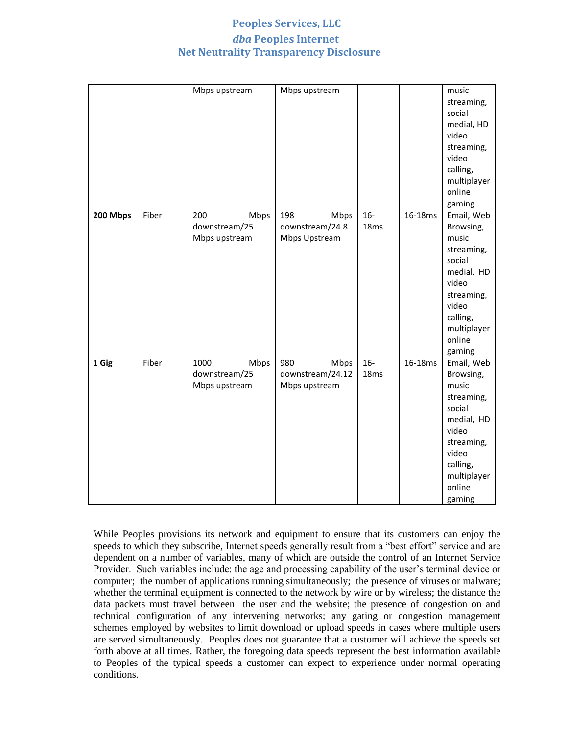| | | | | | | |
|---|---|---|---|---|---|---|
| | | Mbps upstream | Mbps upstream | | | music streaming, social medial, HD video streaming, video calling, multiplayer online gaming |
| **200 Mbps** | Fiber | 200 Mbps downstream/25 Mbps upstream | 198 Mbps downstream/24.8 Mbps Upstream | 16-18ms | 16-18ms | Email, Web Browsing, music streaming, social medial, HD video streaming, video calling, multiplayer online gaming |
| **1 Gig** | Fiber | 1000 Mbps downstream/25 Mbps upstream | 980 Mbps downstream/24.12 Mbps upstream | 16-18ms | 16-18ms | Email, Web Browsing, music streaming, social medial, HD video streaming, video calling, multiplayer online gaming |

While Peoples provisions its network and equipment to ensure that its customers can enjoy the speeds to which they subscribe, Internet speeds generally result from a "best effort" service and are dependent on a number of variables, many of which are outside the control of an Internet Service Provider. Such variables include: the age and processing capability of the user's terminal device or computer; the number of applications running simultaneously; the presence of viruses or malware; whether the terminal equipment is connected to the network by wire or by wireless; the distance the data packets must travel between the user and the website; the presence of congestion on and technical configuration of any intervening networks; any gating or congestion management schemes employed by websites to limit download or upload speeds in cases where multiple users are served simultaneously. Peoples does not guarantee that a customer will achieve the speeds set forth above at all times. Rather, the foregoing data speeds represent the best information available to Peoples of the typical speeds a customer can expect to experience under normal operating conditions.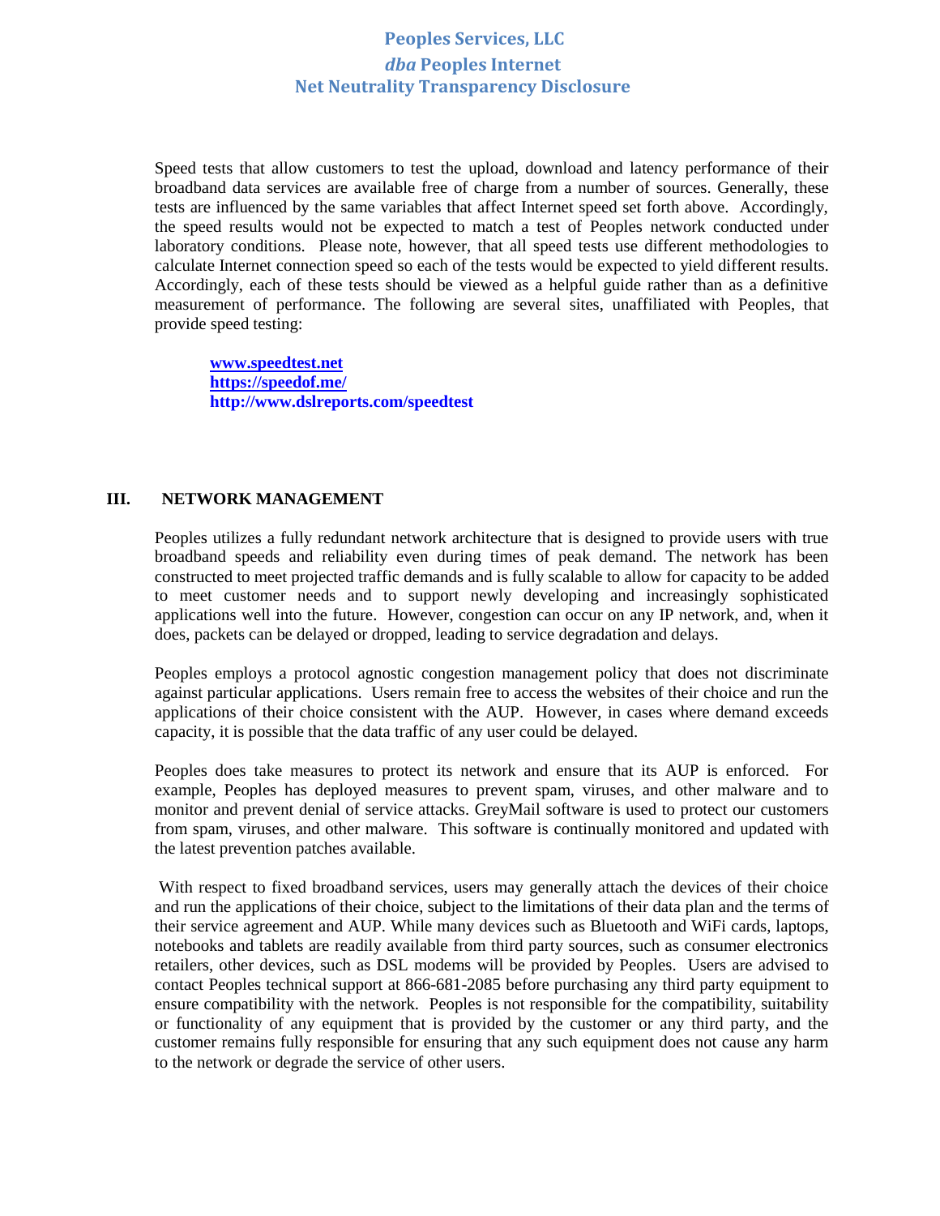Speed tests that allow customers to test the upload, download and latency performance of their broadband data services are available free of charge from a number of sources. Generally, these tests are influenced by the same variables that affect Internet speed set forth above. Accordingly, the speed results would not be expected to match a test of Peoples network conducted under laboratory conditions. Please note, however, that all speed tests use different methodologies to calculate Internet connection speed so each of the tests would be expected to yield different results. Accordingly, each of these tests should be viewed as a helpful guide rather than as a definitive measurement of performance. The following are several sites, unaffiliated with Peoples, that provide speed testing:

**www.speedtest.net**
**https://speedof.me/**
**http://www.dslreports.com/speedtest**

## III. NETWORK MANAGEMENT

Peoples utilizes a fully redundant network architecture that is designed to provide users with true broadband speeds and reliability even during times of peak demand. The network has been constructed to meet projected traffic demands and is fully scalable to allow for capacity to be added to meet customer needs and to support newly developing and increasingly sophisticated applications well into the future. However, congestion can occur on any IP network, and, when it does, packets can be delayed or dropped, leading to service degradation and delays.

Peoples employs a protocol agnostic congestion management policy that does not discriminate against particular applications. Users remain free to access the websites of their choice and run the applications of their choice consistent with the AUP. However, in cases where demand exceeds capacity, it is possible that the data traffic of any user could be delayed.

Peoples does take measures to protect its network and ensure that its AUP is enforced. For example, Peoples has deployed measures to prevent spam, viruses, and other malware and to monitor and prevent denial of service attacks. GreyMail software is used to protect our customers from spam, viruses, and other malware. This software is continually monitored and updated with the latest prevention patches available.

With respect to fixed broadband services, users may generally attach the devices of their choice and run the applications of their choice, subject to the limitations of their data plan and the terms of their service agreement and AUP. While many devices such as Bluetooth and WiFi cards, laptops, notebooks and tablets are readily available from third party sources, such as consumer electronics retailers, other devices, such as DSL modems will be provided by Peoples. Users are advised to contact Peoples technical support at 866-681-2085 before purchasing any third party equipment to ensure compatibility with the network. Peoples is not responsible for the compatibility, suitability or functionality of any equipment that is provided by the customer or any third party, and the customer remains fully responsible for ensuring that any such equipment does not cause any harm to the network or degrade the service of other users.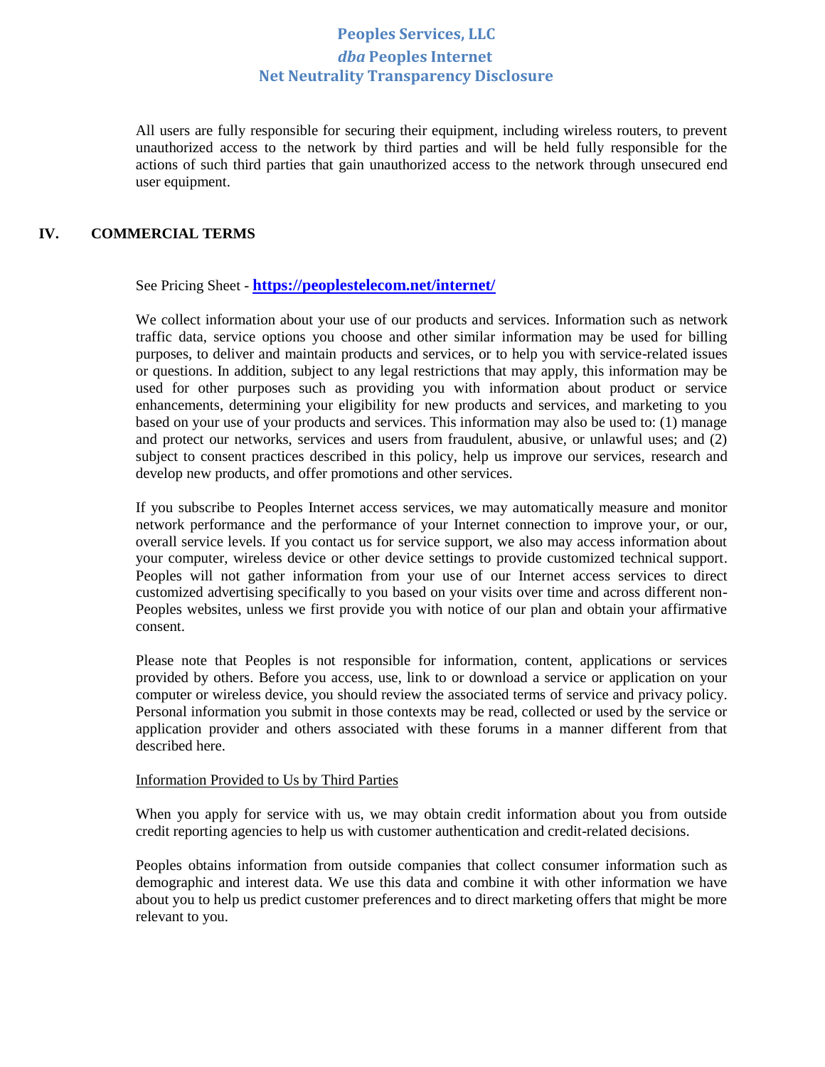All users are fully responsible for securing their equipment, including wireless routers, to prevent unauthorized access to the network by third parties and will be held fully responsible for the actions of such third parties that gain unauthorized access to the network through unsecured end user equipment.

## IV. COMMERCIAL TERMS

See Pricing Sheet - **https://peoplestelecom.net/internet/**

We collect information about your use of our products and services. Information such as network traffic data, service options you choose and other similar information may be used for billing purposes, to deliver and maintain products and services, or to help you with service-related issues or questions. In addition, subject to any legal restrictions that may apply, this information may be used for other purposes such as providing you with information about product or service enhancements, determining your eligibility for new products and services, and marketing to you based on your use of your products and services. This information may also be used to: (1) manage and protect our networks, services and users from fraudulent, abusive, or unlawful uses; and (2) subject to consent practices described in this policy, help us improve our services, research and develop new products, and offer promotions and other services.

If you subscribe to Peoples Internet access services, we may automatically measure and monitor network performance and the performance of your Internet connection to improve your, or our, overall service levels. If you contact us for service support, we also may access information about your computer, wireless device or other device settings to provide customized technical support. Peoples will not gather information from your use of our Internet access services to direct customized advertising specifically to you based on your visits over time and across different non-Peoples websites, unless we first provide you with notice of our plan and obtain your affirmative consent.

Please note that Peoples is not responsible for information, content, applications or services provided by others. Before you access, use, link to or download a service or application on your computer or wireless device, you should review the associated terms of service and privacy policy. Personal information you submit in those contexts may be read, collected or used by the service or application provider and others associated with these forums in a manner different from that described here.

Information Provided to Us by Third Parties

When you apply for service with us, we may obtain credit information about you from outside credit reporting agencies to help us with customer authentication and credit-related decisions.

Peoples obtains information from outside companies that collect consumer information such as demographic and interest data. We use this data and combine it with other information we have about you to help us predict customer preferences and to direct marketing offers that might be more relevant to you.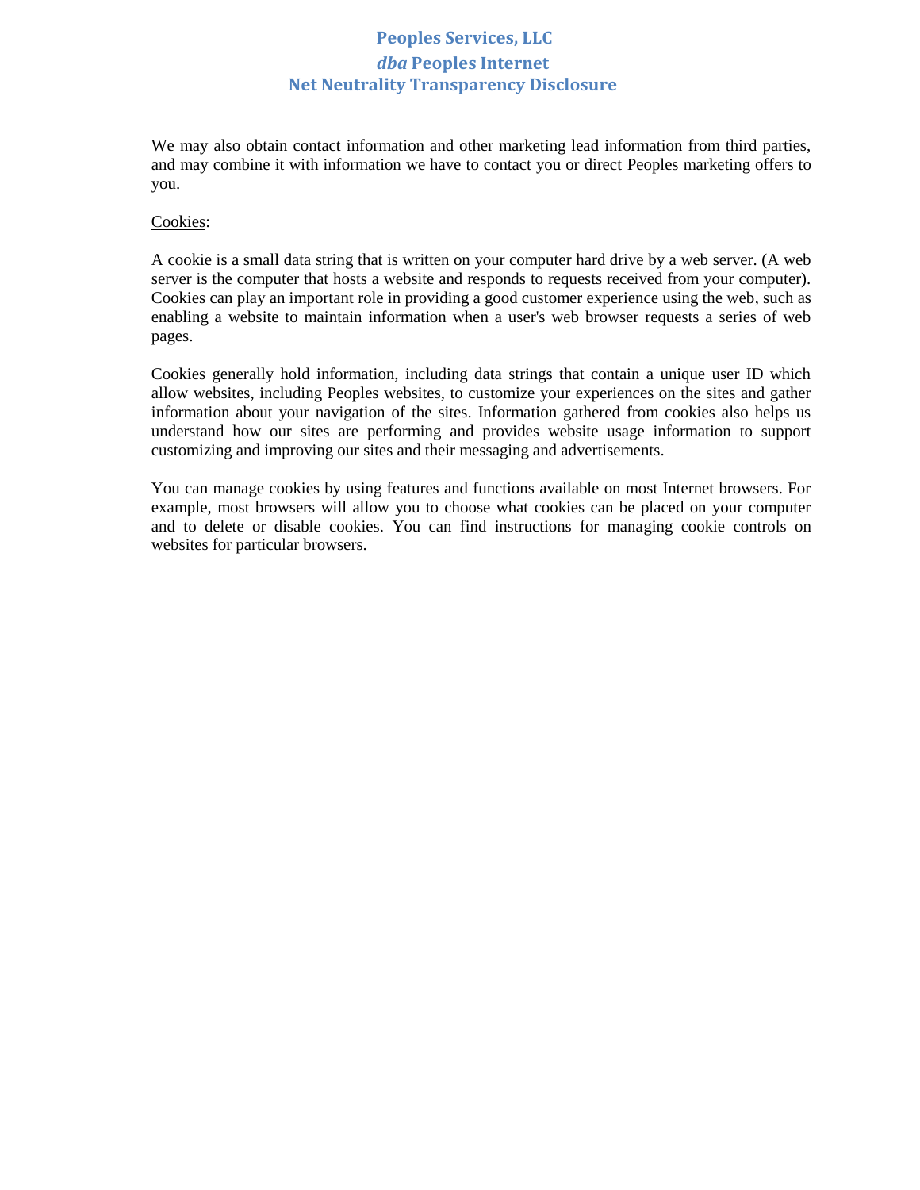We may also obtain contact information and other marketing lead information from third parties, and may combine it with information we have to contact you or direct Peoples marketing offers to you.

Cookies:

A cookie is a small data string that is written on your computer hard drive by a web server. (A web server is the computer that hosts a website and responds to requests received from your computer). Cookies can play an important role in providing a good customer experience using the web, such as enabling a website to maintain information when a user's web browser requests a series of web pages.

Cookies generally hold information, including data strings that contain a unique user ID which allow websites, including Peoples websites, to customize your experiences on the sites and gather information about your navigation of the sites. Information gathered from cookies also helps us understand how our sites are performing and provides website usage information to support customizing and improving our sites and their messaging and advertisements.

You can manage cookies by using features and functions available on most Internet browsers. For example, most browsers will allow you to choose what cookies can be placed on your computer and to delete or disable cookies. You can find instructions for managing cookie controls on websites for particular browsers.